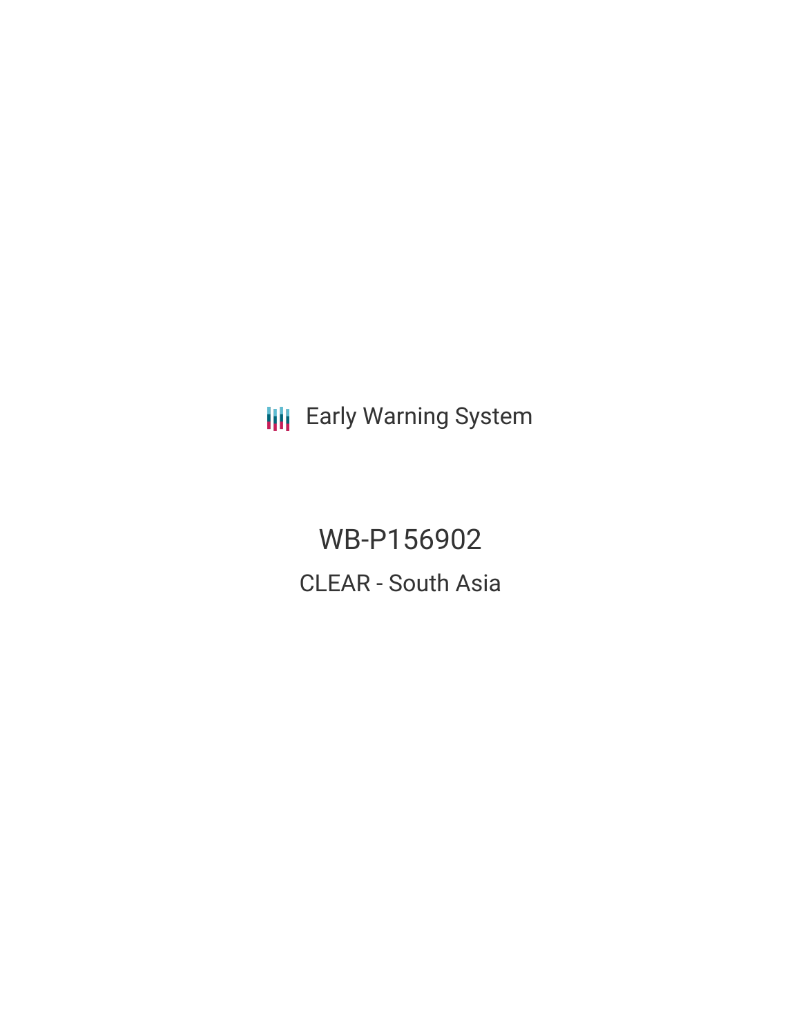Early Warning System

# WB-P156902

## CLEAR - South Asia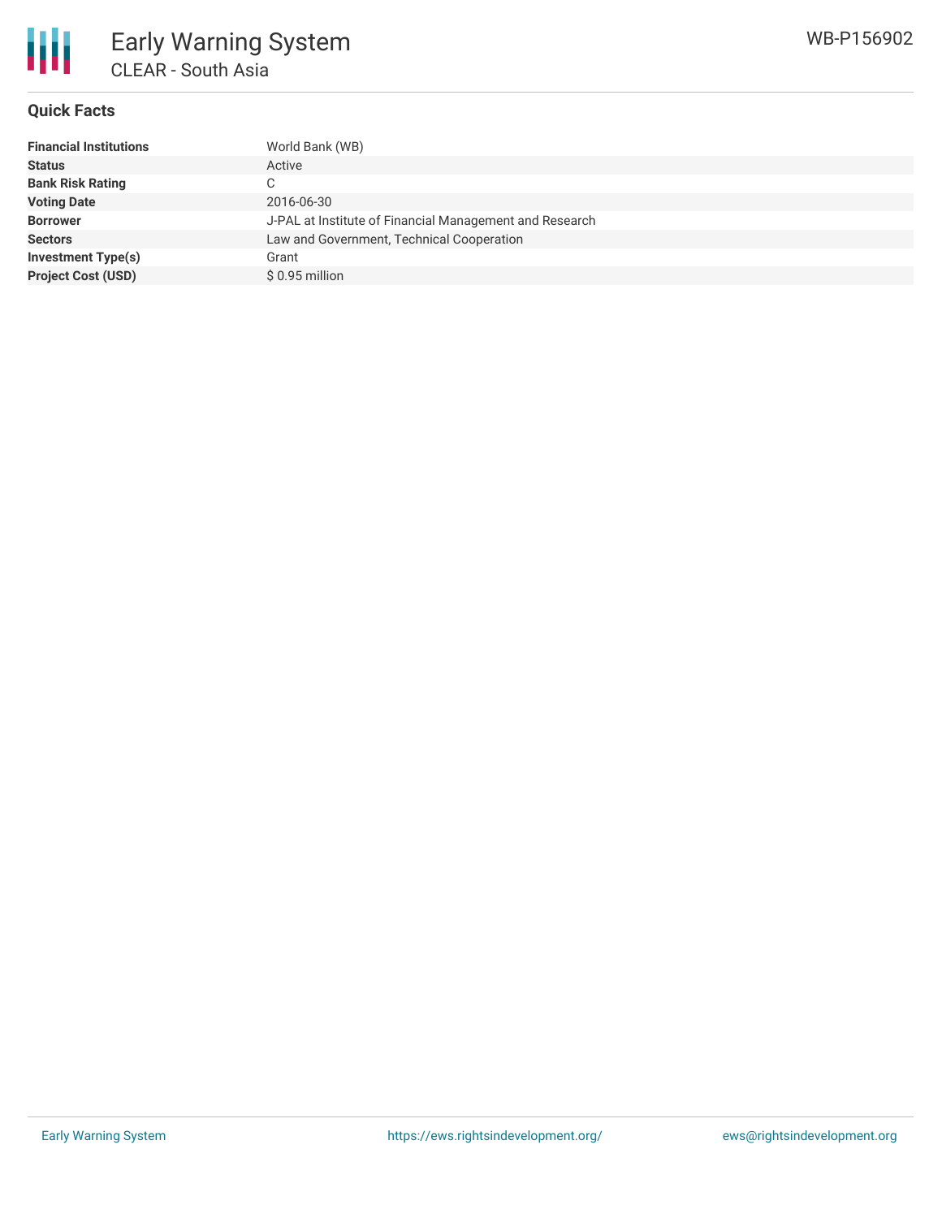# Early Warning System

## CLEAR - South Asia

WB-P156902

### Quick Facts

| | |
|---|---|
| **Financial Institutions** | World Bank (WB) |
| **Status** | Active |
| **Bank Risk Rating** | C |
| **Voting Date** | 2016-06-30 |
| **Borrower** | J-PAL at Institute of Financial Management and Research |
| **Sectors** | Law and Government, Technical Cooperation |
| **Investment Type(s)** | Grant |
| **Project Cost (USD)** | $ 0.95 million |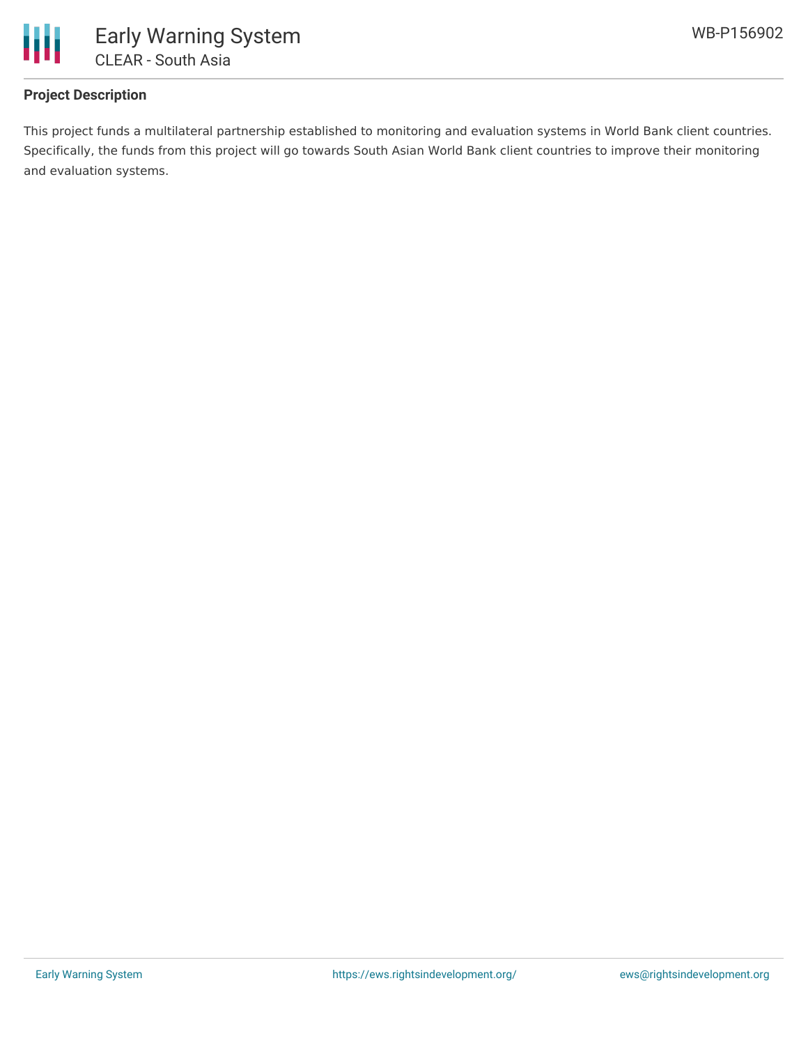## Project Description

This project funds a multilateral partnership established to monitoring and evaluation systems in World Bank client countries. Specifically, the funds from this project will go towards South Asian World Bank client countries to improve their monitoring and evaluation systems.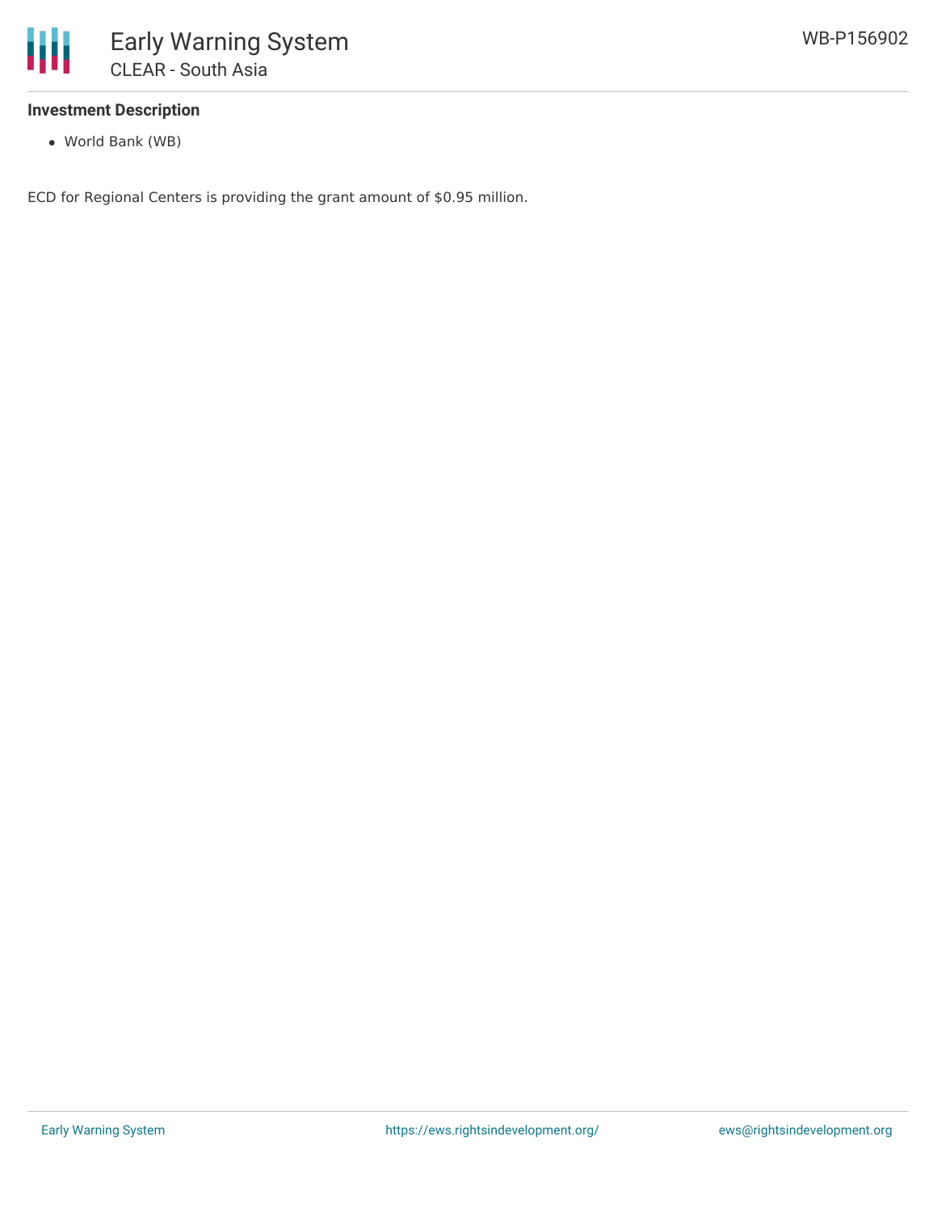### Investment Description

- World Bank (WB)

ECD for Regional Centers is providing the grant amount of $0.95 million.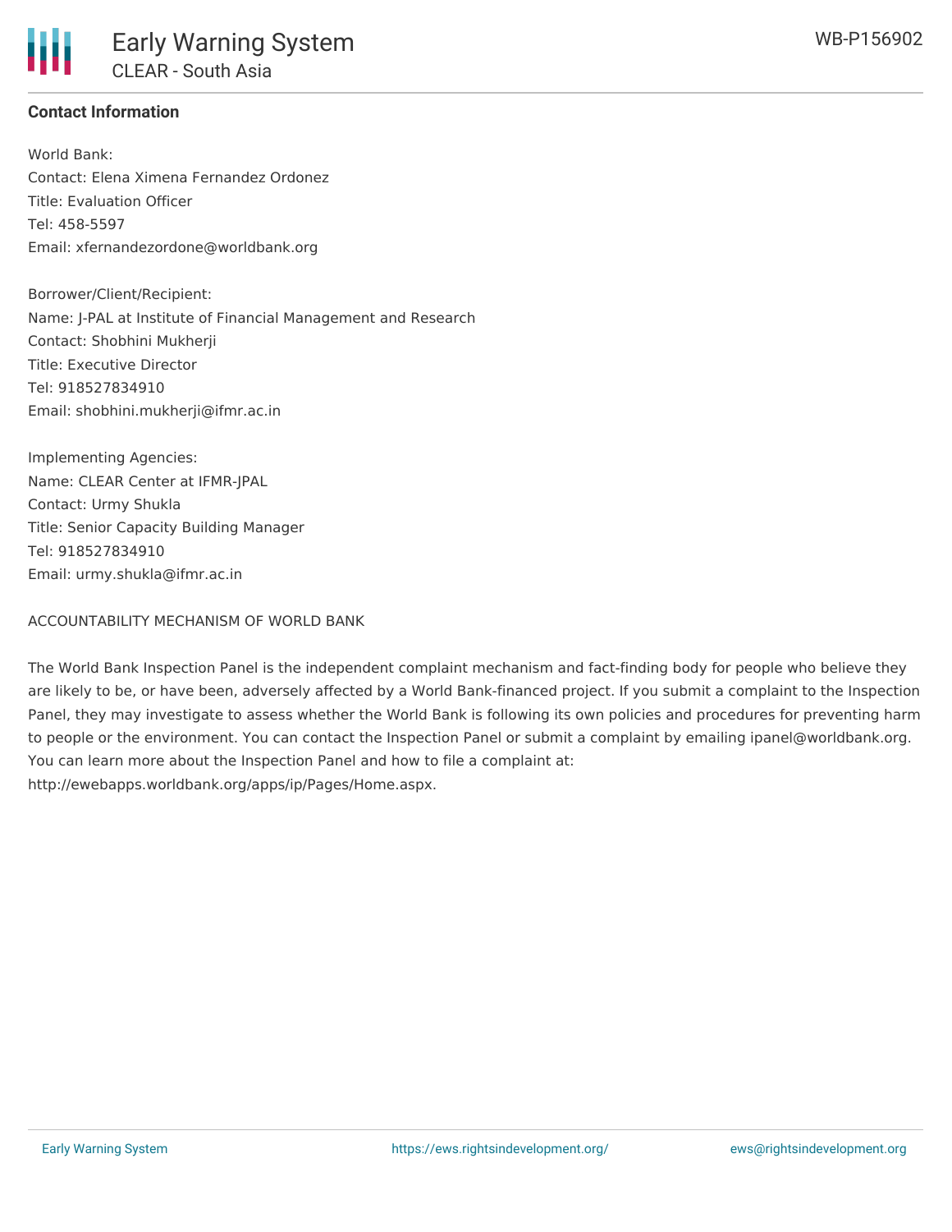**Contact Information**

World Bank:
Contact: Elena Ximena Fernandez Ordonez
Title: Evaluation Officer
Tel: 458-5597
Email: xfernandezordone@worldbank.org

Borrower/Client/Recipient:
Name: J-PAL at Institute of Financial Management and Research
Contact: Shobhini Mukherji
Title: Executive Director
Tel: 918527834910
Email: shobhini.mukherji@ifmr.ac.in

Implementing Agencies:
Name: CLEAR Center at IFMR-JPAL
Contact: Urmy Shukla
Title: Senior Capacity Building Manager
Tel: 918527834910
Email: urmy.shukla@ifmr.ac.in

ACCOUNTABILITY MECHANISM OF WORLD BANK

The World Bank Inspection Panel is the independent complaint mechanism and fact-finding body for people who believe they are likely to be, or have been, adversely affected by a World Bank-financed project. If you submit a complaint to the Inspection Panel, they may investigate to assess whether the World Bank is following its own policies and procedures for preventing harm to people or the environment. You can contact the Inspection Panel or submit a complaint by emailing ipanel@worldbank.org. You can learn more about the Inspection Panel and how to file a complaint at: http://ewebapps.worldbank.org/apps/ip/Pages/Home.aspx.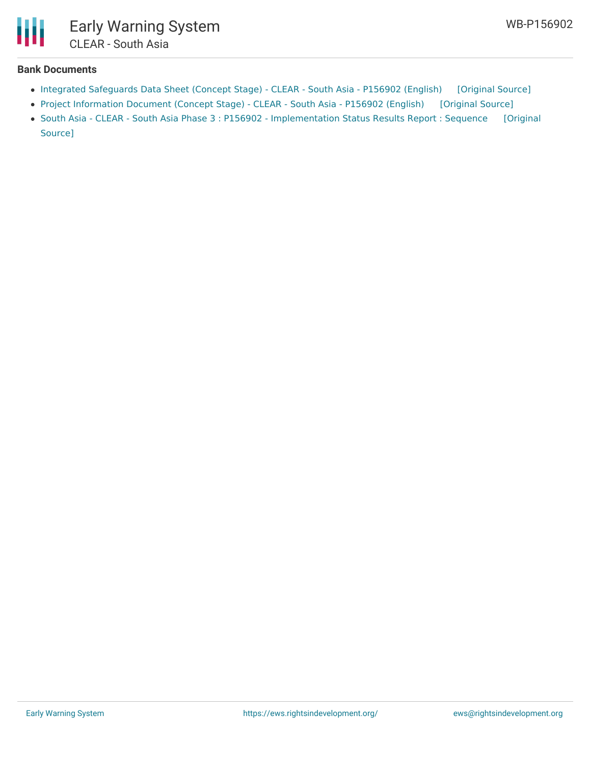### Bank Documents

- Integrated Safeguards Data Sheet (Concept Stage) - CLEAR - South Asia - P156902 (English) [Original Source]
- Project Information Document (Concept Stage) - CLEAR - South Asia - P156902 (English) [Original Source]
- South Asia - CLEAR - South Asia Phase 3 : P156902 - Implementation Status Results Report : Sequence [Original Source]